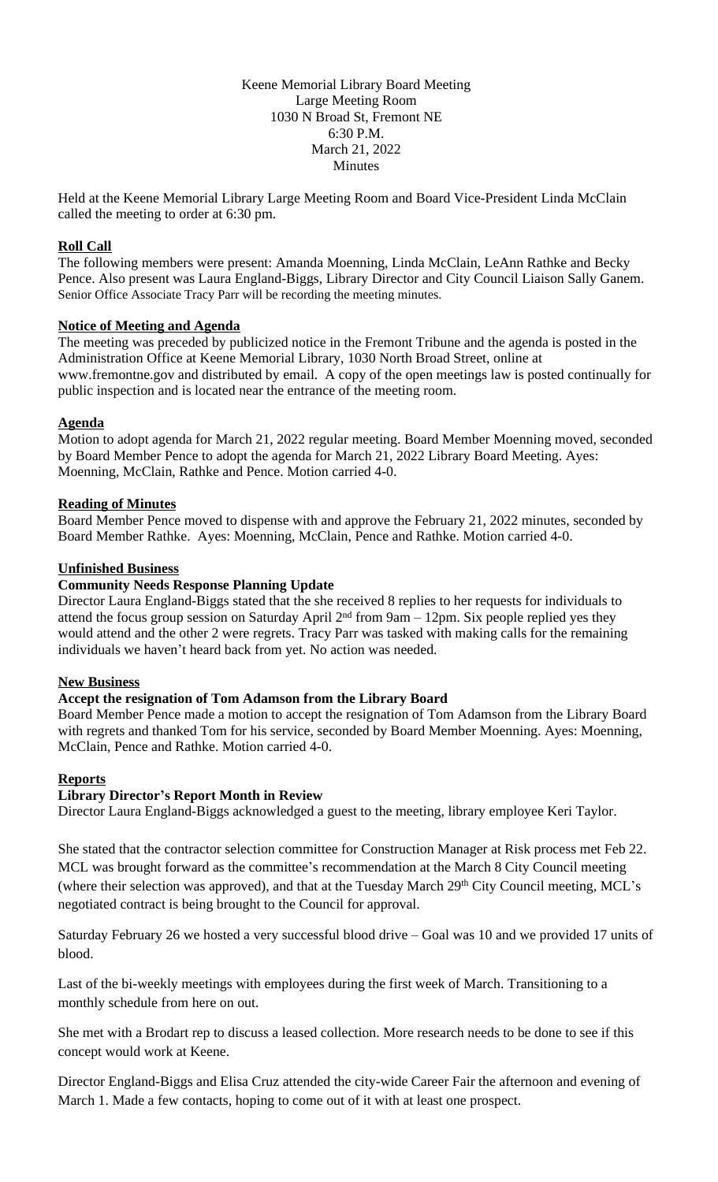Keene Memorial Library Board Meeting
Large Meeting Room
1030 N Broad St, Fremont NE
6:30 P.M.
March 21, 2022
Minutes

Held at the Keene Memorial Library Large Meeting Room and Board Vice-President Linda McClain called the meeting to order at 6:30 pm.

**Roll Call**

The following members were present: Amanda Moenning, Linda McClain, LeAnn Rathke and Becky Pence. Also present was Laura England-Biggs, Library Director and City Council Liaison Sally Ganem. Senior Office Associate Tracy Parr will be recording the meeting minutes.

**Notice of Meeting and Agenda**

The meeting was preceded by publicized notice in the Fremont Tribune and the agenda is posted in the Administration Office at Keene Memorial Library, 1030 North Broad Street, online at www.fremontne.gov and distributed by email. A copy of the open meetings law is posted continually for public inspection and is located near the entrance of the meeting room.

**Agenda**

Motion to adopt agenda for March 21, 2022 regular meeting. Board Member Moenning moved, seconded by Board Member Pence to adopt the agenda for March 21, 2022 Library Board Meeting. Ayes: Moenning, McClain, Rathke and Pence. Motion carried 4-0.

**Reading of Minutes**

Board Member Pence moved to dispense with and approve the February 21, 2022 minutes, seconded by Board Member Rathke. Ayes: Moenning, McClain, Pence and Rathke. Motion carried 4-0.

**Unfinished Business**

**Community Needs Response Planning Update**

Director Laura England-Biggs stated that the she received 8 replies to her requests for individuals to attend the focus group session on Saturday April 2nd from 9am – 12pm. Six people replied yes they would attend and the other 2 were regrets. Tracy Parr was tasked with making calls for the remaining individuals we haven't heard back from yet. No action was needed.

**New Business**

**Accept the resignation of Tom Adamson from the Library Board**

Board Member Pence made a motion to accept the resignation of Tom Adamson from the Library Board with regrets and thanked Tom for his service, seconded by Board Member Moenning. Ayes: Moenning, McClain, Pence and Rathke. Motion carried 4-0.

**Reports**

**Library Director's Report Month in Review**

Director Laura England-Biggs acknowledged a guest to the meeting, library employee Keri Taylor.

She stated that the contractor selection committee for Construction Manager at Risk process met Feb 22. MCL was brought forward as the committee's recommendation at the March 8 City Council meeting (where their selection was approved), and that at the Tuesday March 29th City Council meeting, MCL's negotiated contract is being brought to the Council for approval.

Saturday February 26 we hosted a very successful blood drive – Goal was 10 and we provided 17 units of blood.

Last of the bi-weekly meetings with employees during the first week of March. Transitioning to a monthly schedule from here on out.

She met with a Brodart rep to discuss a leased collection. More research needs to be done to see if this concept would work at Keene.

Director England-Biggs and Elisa Cruz attended the city-wide Career Fair the afternoon and evening of March 1. Made a few contacts, hoping to come out of it with at least one prospect.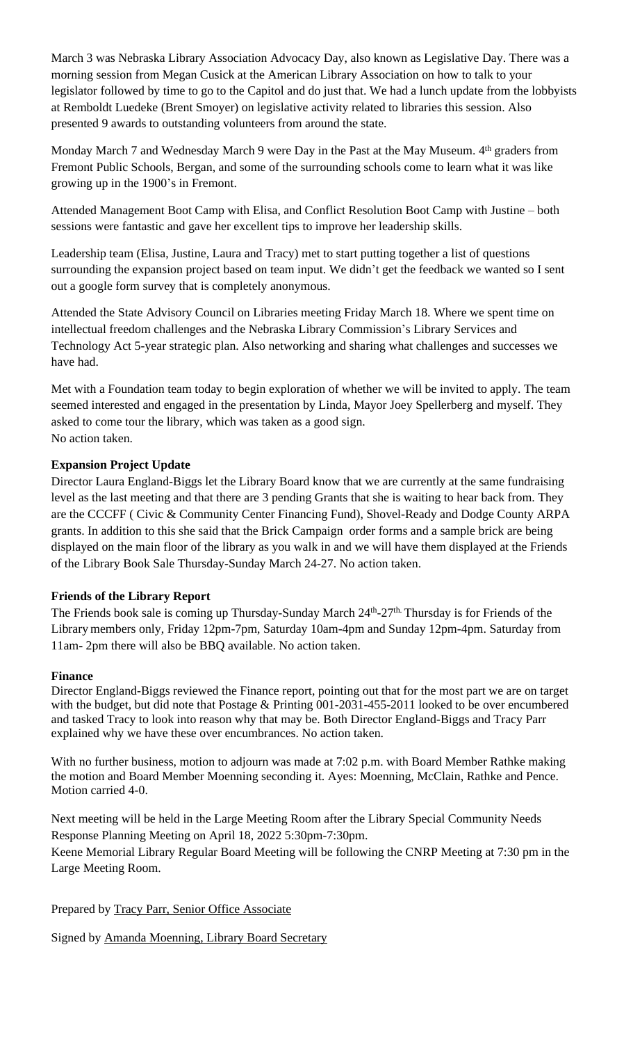March 3 was Nebraska Library Association Advocacy Day, also known as Legislative Day. There was a morning session from Megan Cusick at the American Library Association on how to talk to your legislator followed by time to go to the Capitol and do just that. We had a lunch update from the lobbyists at Remboldt Luedeke (Brent Smoyer) on legislative activity related to libraries this session. Also presented 9 awards to outstanding volunteers from around the state.

Monday March 7 and Wednesday March 9 were Day in the Past at the May Museum. 4th graders from Fremont Public Schools, Bergan, and some of the surrounding schools come to learn what it was like growing up in the 1900's in Fremont.

Attended Management Boot Camp with Elisa, and Conflict Resolution Boot Camp with Justine – both sessions were fantastic and gave her excellent tips to improve her leadership skills.

Leadership team (Elisa, Justine, Laura and Tracy) met to start putting together a list of questions surrounding the expansion project based on team input. We didn't get the feedback we wanted so I sent out a google form survey that is completely anonymous.

Attended the State Advisory Council on Libraries meeting Friday March 18. Where we spent time on intellectual freedom challenges and the Nebraska Library Commission's Library Services and Technology Act 5-year strategic plan. Also networking and sharing what challenges and successes we have had.

Met with a Foundation team today to begin exploration of whether we will be invited to apply. The team seemed interested and engaged in the presentation by Linda, Mayor Joey Spellerberg and myself. They asked to come tour the library, which was taken as a good sign.
No action taken.

**Expansion Project Update**

Director Laura England-Biggs let the Library Board know that we are currently at the same fundraising level as the last meeting and that there are 3 pending Grants that she is waiting to hear back from. They are the CCCFF ( Civic & Community Center Financing Fund), Shovel-Ready and Dodge County ARPA grants. In addition to this she said that the Brick Campaign order forms and a sample brick are being displayed on the main floor of the library as you walk in and we will have them displayed at the Friends of the Library Book Sale Thursday-Sunday March 24-27. No action taken.

**Friends of the Library Report**

The Friends book sale is coming up Thursday-Sunday March 24th-27th. Thursday is for Friends of the Library members only, Friday 12pm-7pm, Saturday 10am-4pm and Sunday 12pm-4pm. Saturday from 11am- 2pm there will also be BBQ available. No action taken.

**Finance**

Director England-Biggs reviewed the Finance report, pointing out that for the most part we are on target with the budget, but did note that Postage & Printing 001-2031-455-2011 looked to be over encumbered and tasked Tracy to look into reason why that may be. Both Director England-Biggs and Tracy Parr explained why we have these over encumbrances. No action taken.

With no further business, motion to adjourn was made at 7:02 p.m. with Board Member Rathke making the motion and Board Member Moenning seconding it. Ayes: Moenning, McClain, Rathke and Pence. Motion carried 4-0.

Next meeting will be held in the Large Meeting Room after the Library Special Community Needs Response Planning Meeting on April 18, 2022 5:30pm-7:30pm.
Keene Memorial Library Regular Board Meeting will be following the CNRP Meeting at 7:30 pm in the Large Meeting Room.

Prepared by Tracy Parr, Senior Office Associate

Signed by Amanda Moenning, Library Board Secretary